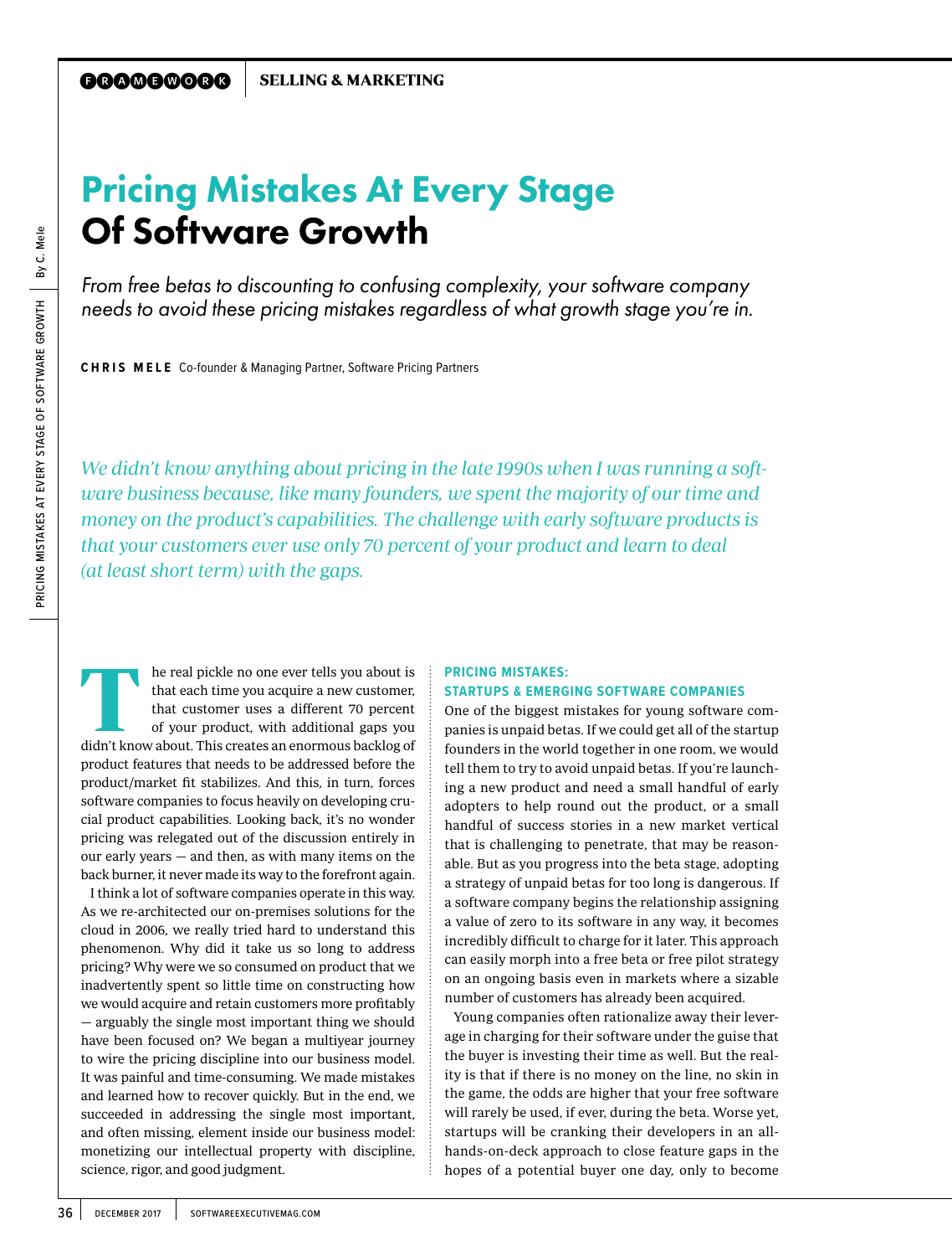FRAMEWORK | SELLING & MARKETING

# Pricing Mistakes At Every Stage Of Software Growth

*From free betas to discounting to confusing complexity, your software company needs to avoid these pricing mistakes regardless of what growth stage you're in.*

**CHRIS MELE** Co-founder & Managing Partner, Software Pricing Partners

*We didn't know anything about pricing in the late 1990s when I was running a software business because, like many founders, we spent the majority of our time and money on the product's capabilities. The challenge with early software products is that your customers ever use only 70 percent of your product and learn to deal (at least short term) with the gaps.*

The real pickle no one ever tells you about is that each time you acquire a new customer, that customer uses a different 70 percent of your product, with additional gaps you didn't know about. This creates an enormous backlog of product features that needs to be addressed before the product/market fit stabilizes. And this, in turn, forces software companies to focus heavily on developing crucial product capabilities. Looking back, it's no wonder pricing was relegated out of the discussion entirely in our early years — and then, as with many items on the back burner, it never made its way to the forefront again.

I think a lot of software companies operate in this way. As we re-architected our on-premises solutions for the cloud in 2006, we really tried hard to understand this phenomenon. Why did it take us so long to address pricing? Why were we so consumed on product that we inadvertently spent so little time on constructing how we would acquire and retain customers more profitably — arguably the single most important thing we should have been focused on? We began a multiyear journey to wire the pricing discipline into our business model. It was painful and time-consuming. We made mistakes and learned how to recover quickly. But in the end, we succeeded in addressing the single most important, and often missing, element inside our business model: monetizing our intellectual property with discipline, science, rigor, and good judgment.

### PRICING MISTAKES: STARTUPS & EMERGING SOFTWARE COMPANIES

One of the biggest mistakes for young software companies is unpaid betas. If we could get all of the startup founders in the world together in one room, we would tell them to try to avoid unpaid betas. If you're launching a new product and need a small handful of early adopters to help round out the product, or a small handful of success stories in a new market vertical that is challenging to penetrate, that may be reasonable. But as you progress into the beta stage, adopting a strategy of unpaid betas for too long is dangerous. If a software company begins the relationship assigning a value of zero to its software in any way, it becomes incredibly difficult to charge for it later. This approach can easily morph into a free beta or free pilot strategy on an ongoing basis even in markets where a sizable number of customers has already been acquired.

Young companies often rationalize away their leverage in charging for their software under the guise that the buyer is investing their time as well. But the reality is that if there is no money on the line, no skin in the game, the odds are higher that your free software will rarely be used, if ever, during the beta. Worse yet, startups will be cranking their developers in an all-hands-on-deck approach to close feature gaps in the hopes of a potential buyer one day, only to become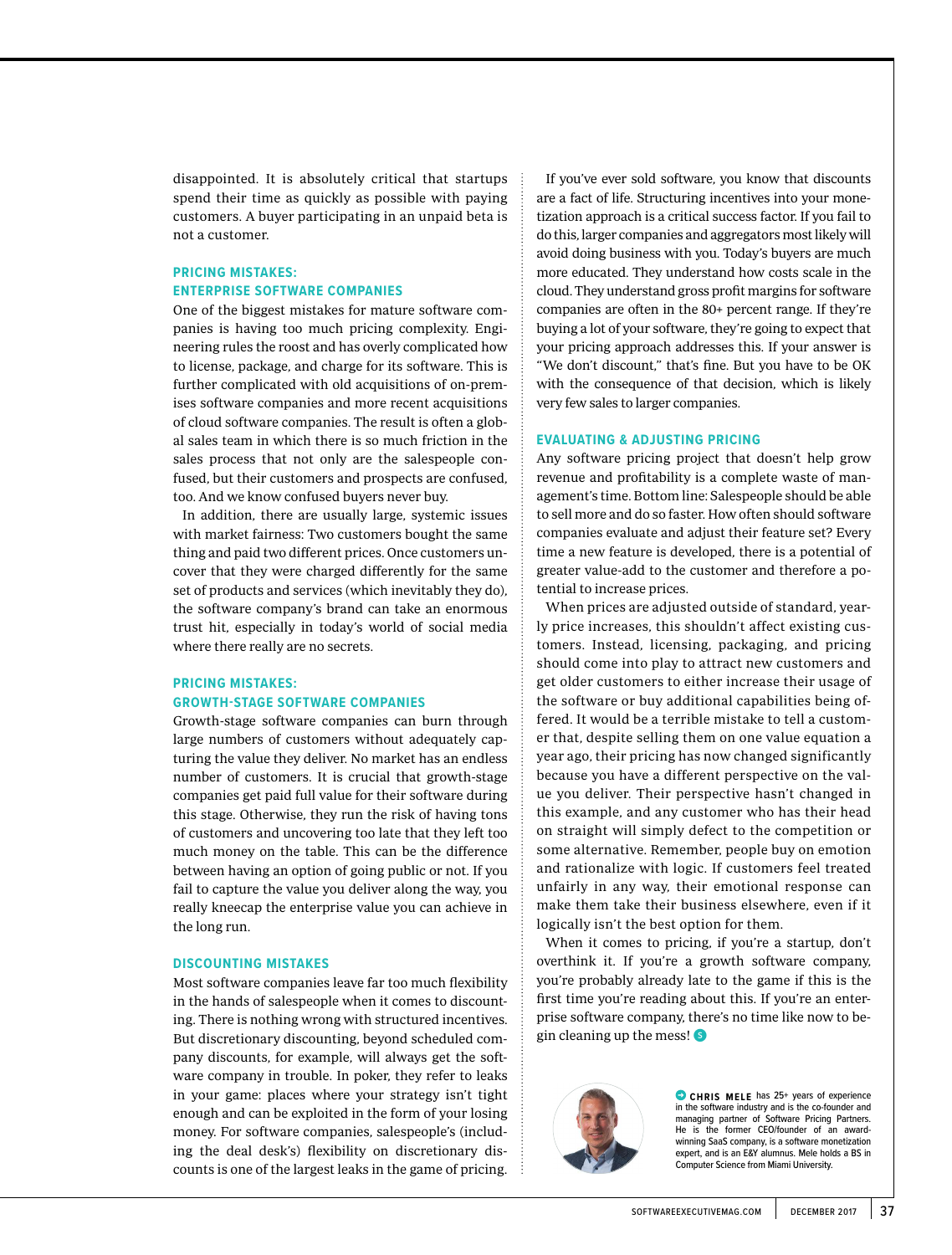disappointed. It is absolutely critical that startups spend their time as quickly as possible with paying customers. A buyer participating in an unpaid beta is not a customer.

### PRICING MISTAKES: ENTERPRISE SOFTWARE COMPANIES

One of the biggest mistakes for mature software companies is having too much pricing complexity. Engineering rules the roost and has overly complicated how to license, package, and charge for its software. This is further complicated with old acquisitions of on-premises software companies and more recent acquisitions of cloud software companies. The result is often a global sales team in which there is so much friction in the sales process that not only are the salespeople confused, but their customers and prospects are confused, too. And we know confused buyers never buy.

In addition, there are usually large, systemic issues with market fairness: Two customers bought the same thing and paid two different prices. Once customers uncover that they were charged differently for the same set of products and services (which inevitably they do), the software company's brand can take an enormous trust hit, especially in today's world of social media where there really are no secrets.

### PRICING MISTAKES: GROWTH-STAGE SOFTWARE COMPANIES

Growth-stage software companies can burn through large numbers of customers without adequately capturing the value they deliver. No market has an endless number of customers. It is crucial that growth-stage companies get paid full value for their software during this stage. Otherwise, they run the risk of having tons of customers and uncovering too late that they left too much money on the table. This can be the difference between having an option of going public or not. If you fail to capture the value you deliver along the way, you really kneecap the enterprise value you can achieve in the long run.

### DISCOUNTING MISTAKES

Most software companies leave far too much flexibility in the hands of salespeople when it comes to discounting. There is nothing wrong with structured incentives. But discretionary discounting, beyond scheduled company discounts, for example, will always get the software company in trouble. In poker, they refer to leaks in your game: places where your strategy isn't tight enough and can be exploited in the form of your losing money. For software companies, salespeople's (including the deal desk's) flexibility on discretionary discounts is one of the largest leaks in the game of pricing.

If you've ever sold software, you know that discounts are a fact of life. Structuring incentives into your monetization approach is a critical success factor. If you fail to do this, larger companies and aggregators most likely will avoid doing business with you. Today's buyers are much more educated. They understand how costs scale in the cloud. They understand gross profit margins for software companies are often in the 80+ percent range. If they're buying a lot of your software, they're going to expect that your pricing approach addresses this. If your answer is "We don't discount," that's fine. But you have to be OK with the consequence of that decision, which is likely very few sales to larger companies.

### EVALUATING & ADJUSTING PRICING

Any software pricing project that doesn't help grow revenue and profitability is a complete waste of management's time. Bottom line: Salespeople should be able to sell more and do so faster. How often should software companies evaluate and adjust their feature set? Every time a new feature is developed, there is a potential of greater value-add to the customer and therefore a potential to increase prices.

When prices are adjusted outside of standard, yearly price increases, this shouldn't affect existing customers. Instead, licensing, packaging, and pricing should come into play to attract new customers and get older customers to either increase their usage of the software or buy additional capabilities being offered. It would be a terrible mistake to tell a customer that, despite selling them on one value equation a year ago, their pricing has now changed significantly because you have a different perspective on the value you deliver. Their perspective hasn't changed in this example, and any customer who has their head on straight will simply defect to the competition or some alternative. Remember, people buy on emotion and rationalize with logic. If customers feel treated unfairly in any way, their emotional response can make them take their business elsewhere, even if it logically isn't the best option for them.

When it comes to pricing, if you're a startup, don't overthink it. If you're a growth software company, you're probably already late to the game if this is the first time you're reading about this. If you're an enterprise software company, there's no time like now to begin cleaning up the mess!

**CHRIS MELE** has 25+ years of experience in the software industry and is the co-founder and managing partner of Software Pricing Partners. He is the former CEO/founder of an award-winning SaaS company, is a software monetization expert, and is an E&Y alumnus. Mele holds a BS in Computer Science from Miami University.